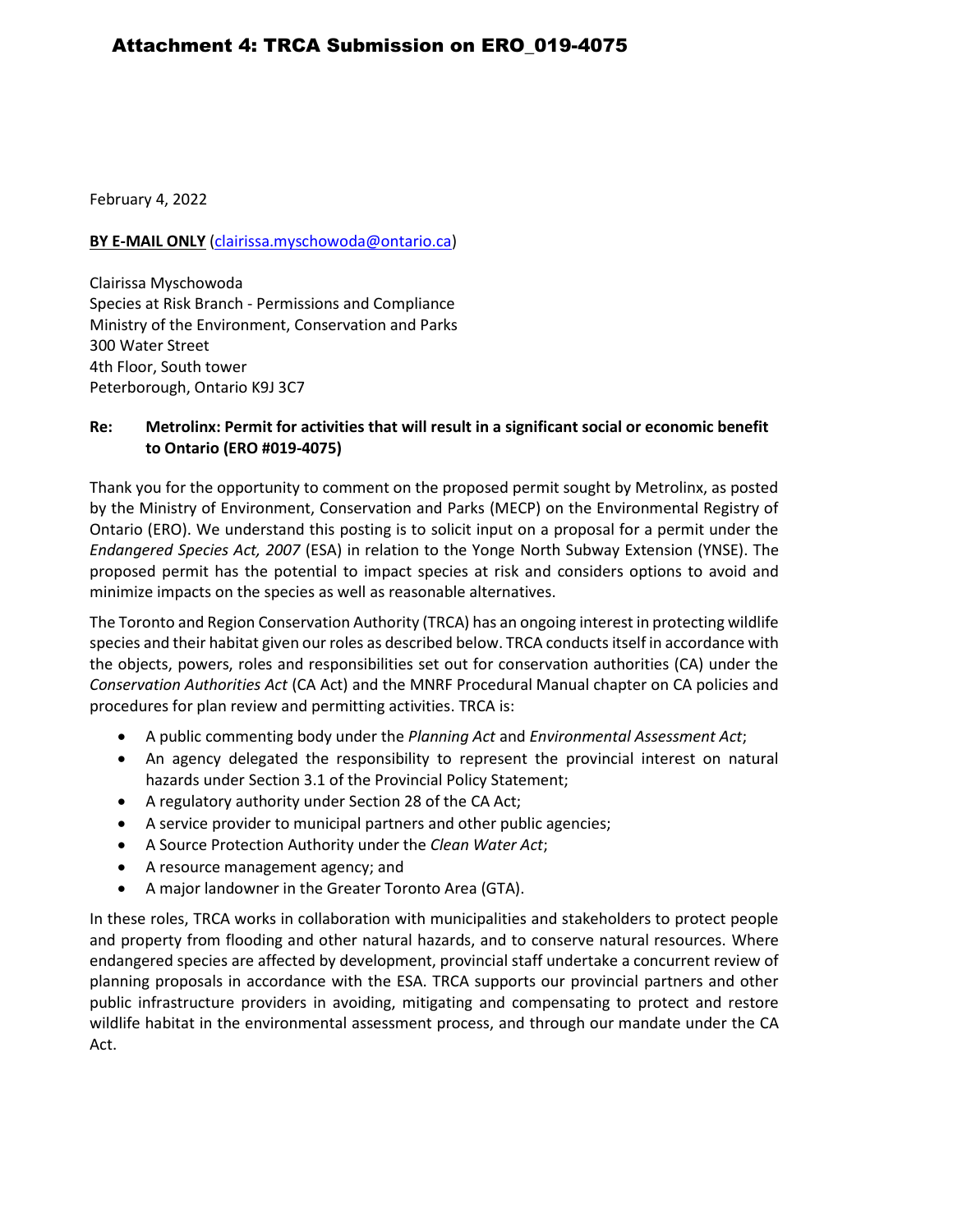# Attachment 4: TRCA Submission on ERO_019-4075

February 4, 2022

**BY E-MAIL ONLY** (clairissa.myschowoda@ontario.ca)

Clairissa Myschowoda
Species at Risk Branch - Permissions and Compliance
Ministry of the Environment, Conservation and Parks
300 Water Street
4th Floor, South tower
Peterborough, Ontario K9J 3C7

**Re: Metrolinx: Permit for activities that will result in a significant social or economic benefit to Ontario (ERO #019-4075)**

Thank you for the opportunity to comment on the proposed permit sought by Metrolinx, as posted by the Ministry of Environment, Conservation and Parks (MECP) on the Environmental Registry of Ontario (ERO). We understand this posting is to solicit input on a proposal for a permit under the *Endangered Species Act, 2007* (ESA) in relation to the Yonge North Subway Extension (YNSE). The proposed permit has the potential to impact species at risk and considers options to avoid and minimize impacts on the species as well as reasonable alternatives.

The Toronto and Region Conservation Authority (TRCA) has an ongoing interest in protecting wildlife species and their habitat given our roles as described below. TRCA conducts itself in accordance with the objects, powers, roles and responsibilities set out for conservation authorities (CA) under the *Conservation Authorities Act* (CA Act) and the MNRF Procedural Manual chapter on CA policies and procedures for plan review and permitting activities. TRCA is:

- A public commenting body under the *Planning Act* and *Environmental Assessment Act*;
- An agency delegated the responsibility to represent the provincial interest on natural hazards under Section 3.1 of the Provincial Policy Statement;
- A regulatory authority under Section 28 of the CA Act;
- A service provider to municipal partners and other public agencies;
- A Source Protection Authority under the *Clean Water Act*;
- A resource management agency; and
- A major landowner in the Greater Toronto Area (GTA).

In these roles, TRCA works in collaboration with municipalities and stakeholders to protect people and property from flooding and other natural hazards, and to conserve natural resources. Where endangered species are affected by development, provincial staff undertake a concurrent review of planning proposals in accordance with the ESA. TRCA supports our provincial partners and other public infrastructure providers in avoiding, mitigating and compensating to protect and restore wildlife habitat in the environmental assessment process, and through our mandate under the CA Act.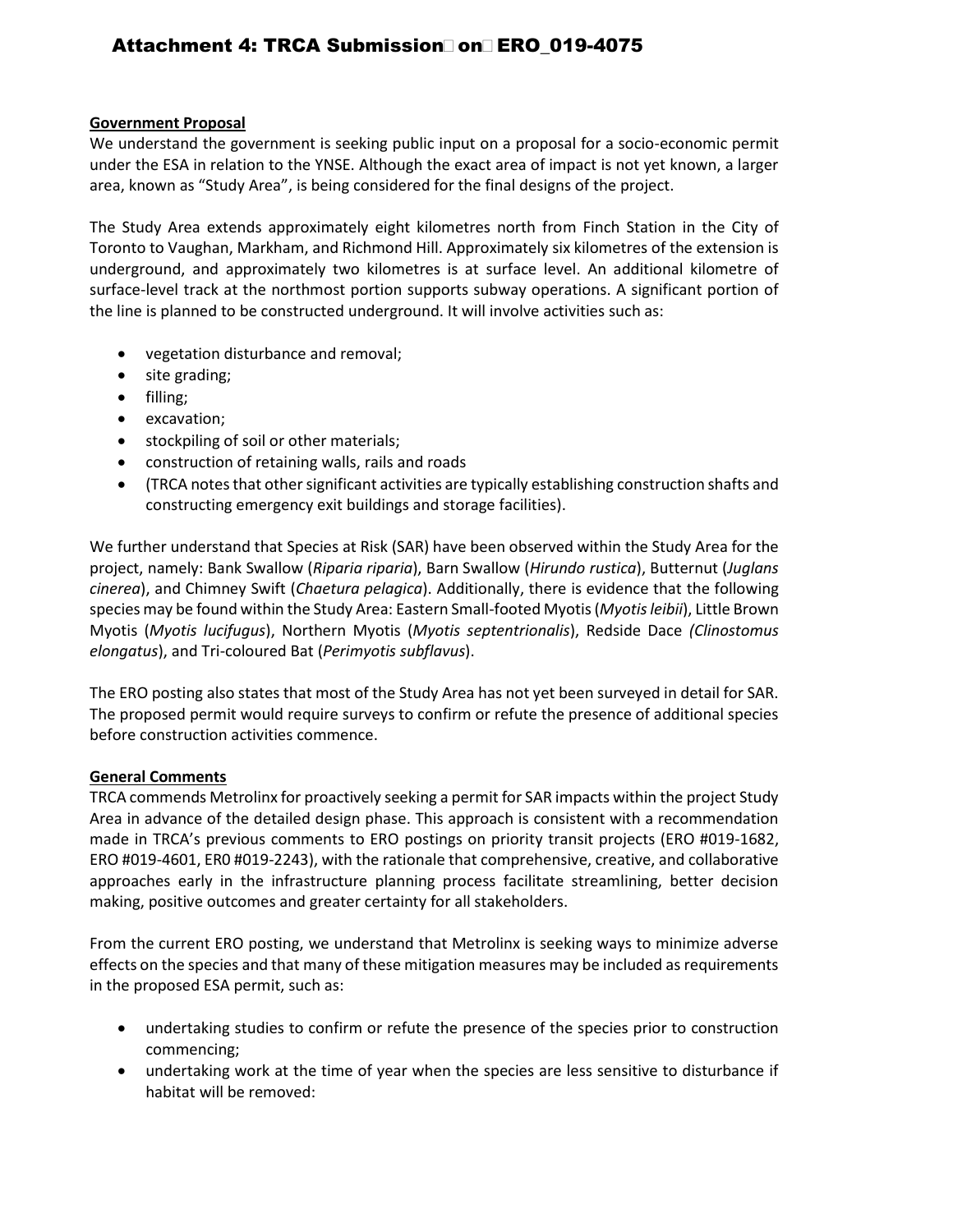# Attachment 4: TRCA Submission on ERO_019-4075

**Government Proposal**

We understand the government is seeking public input on a proposal for a socio-economic permit under the ESA in relation to the YNSE. Although the exact area of impact is not yet known, a larger area, known as "Study Area", is being considered for the final designs of the project.

The Study Area extends approximately eight kilometres north from Finch Station in the City of Toronto to Vaughan, Markham, and Richmond Hill. Approximately six kilometres of the extension is underground, and approximately two kilometres is at surface level. An additional kilometre of surface-level track at the northmost portion supports subway operations. A significant portion of the line is planned to be constructed underground. It will involve activities such as:

- vegetation disturbance and removal;
- site grading;
- filling;
- excavation;
- stockpiling of soil or other materials;
- construction of retaining walls, rails and roads
- (TRCA notes that other significant activities are typically establishing construction shafts and constructing emergency exit buildings and storage facilities).

We further understand that Species at Risk (SAR) have been observed within the Study Area for the project, namely: Bank Swallow (*Riparia riparia*), Barn Swallow (*Hirundo rustica*), Butternut (*Juglans cinerea*), and Chimney Swift (*Chaetura pelagica*). Additionally, there is evidence that the following species may be found within the Study Area: Eastern Small-footed Myotis (*Myotis leibii*), Little Brown Myotis (*Myotis lucifugus*), Northern Myotis (*Myotis septentrionalis*), Redside Dace (*Clinostomus elongatus*), and Tri-coloured Bat (*Perimyotis subflavus*).

The ERO posting also states that most of the Study Area has not yet been surveyed in detail for SAR. The proposed permit would require surveys to confirm or refute the presence of additional species before construction activities commence.

**General Comments**

TRCA commends Metrolinx for proactively seeking a permit for SAR impacts within the project Study Area in advance of the detailed design phase. This approach is consistent with a recommendation made in TRCA's previous comments to ERO postings on priority transit projects (ERO #019-1682, ERO #019-4601, ER0 #019-2243), with the rationale that comprehensive, creative, and collaborative approaches early in the infrastructure planning process facilitate streamlining, better decision making, positive outcomes and greater certainty for all stakeholders.

From the current ERO posting, we understand that Metrolinx is seeking ways to minimize adverse effects on the species and that many of these mitigation measures may be included as requirements in the proposed ESA permit, such as:

- undertaking studies to confirm or refute the presence of the species prior to construction commencing;
- undertaking work at the time of year when the species are less sensitive to disturbance if habitat will be removed: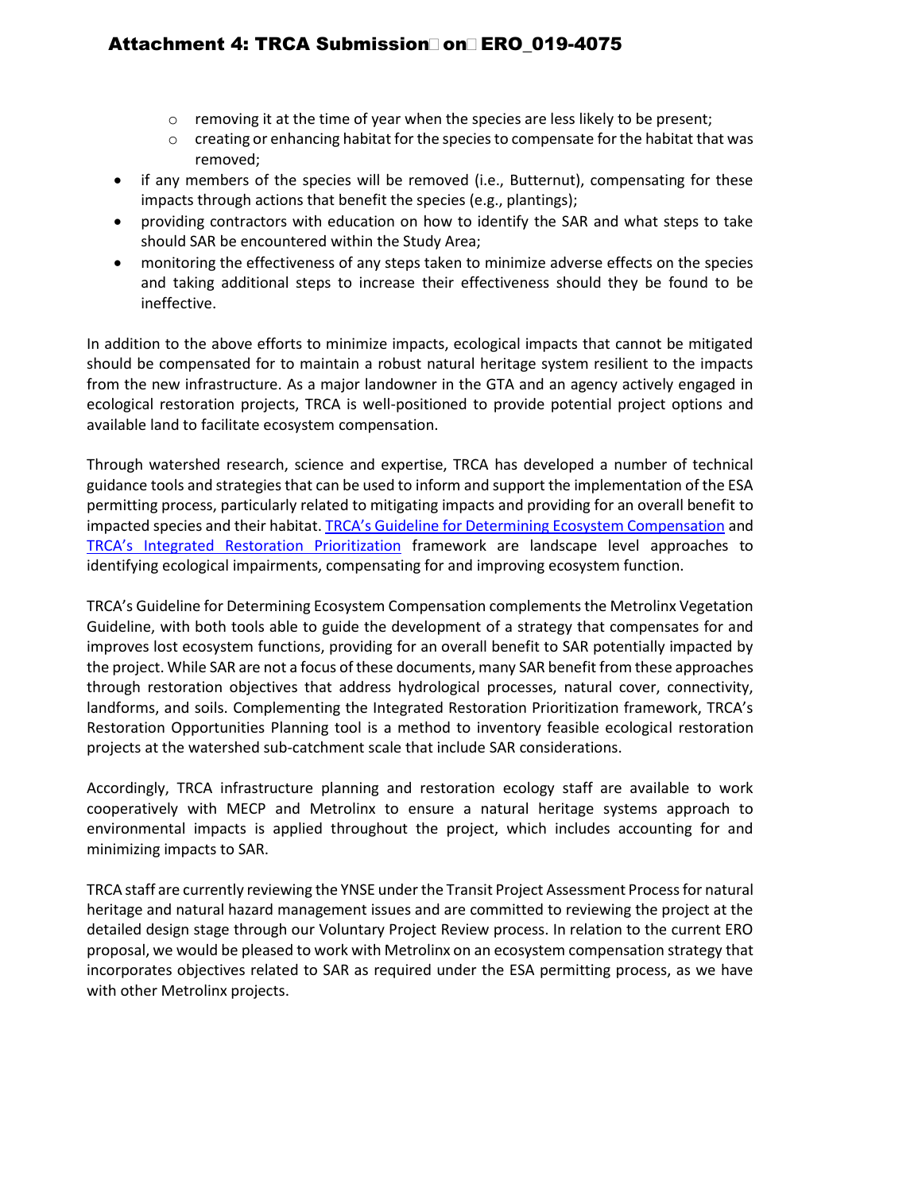- removing it at the time of year when the species are less likely to be present;
- creating or enhancing habitat for the species to compensate for the habitat that was removed;

- if any members of the species will be removed (i.e., Butternut), compensating for these impacts through actions that benefit the species (e.g., plantings);
- providing contractors with education on how to identify the SAR and what steps to take should SAR be encountered within the Study Area;
- monitoring the effectiveness of any steps taken to minimize adverse effects on the species and taking additional steps to increase their effectiveness should they be found to be ineffective.

In addition to the above efforts to minimize impacts, ecological impacts that cannot be mitigated should be compensated for to maintain a robust natural heritage system resilient to the impacts from the new infrastructure. As a major landowner in the GTA and an agency actively engaged in ecological restoration projects, TRCA is well-positioned to provide potential project options and available land to facilitate ecosystem compensation.

Through watershed research, science and expertise, TRCA has developed a number of technical guidance tools and strategies that can be used to inform and support the implementation of the ESA permitting process, particularly related to mitigating impacts and providing for an overall benefit to impacted species and their habitat. TRCA's Guideline for Determining Ecosystem Compensation and TRCA's Integrated Restoration Prioritization framework are landscape level approaches to identifying ecological impairments, compensating for and improving ecosystem function.

TRCA's Guideline for Determining Ecosystem Compensation complements the Metrolinx Vegetation Guideline, with both tools able to guide the development of a strategy that compensates for and improves lost ecosystem functions, providing for an overall benefit to SAR potentially impacted by the project. While SAR are not a focus of these documents, many SAR benefit from these approaches through restoration objectives that address hydrological processes, natural cover, connectivity, landforms, and soils. Complementing the Integrated Restoration Prioritization framework, TRCA's Restoration Opportunities Planning tool is a method to inventory feasible ecological restoration projects at the watershed sub-catchment scale that include SAR considerations.

Accordingly, TRCA infrastructure planning and restoration ecology staff are available to work cooperatively with MECP and Metrolinx to ensure a natural heritage systems approach to environmental impacts is applied throughout the project, which includes accounting for and minimizing impacts to SAR.

TRCA staff are currently reviewing the YNSE under the Transit Project Assessment Process for natural heritage and natural hazard management issues and are committed to reviewing the project at the detailed design stage through our Voluntary Project Review process. In relation to the current ERO proposal, we would be pleased to work with Metrolinx on an ecosystem compensation strategy that incorporates objectives related to SAR as required under the ESA permitting process, as we have with other Metrolinx projects.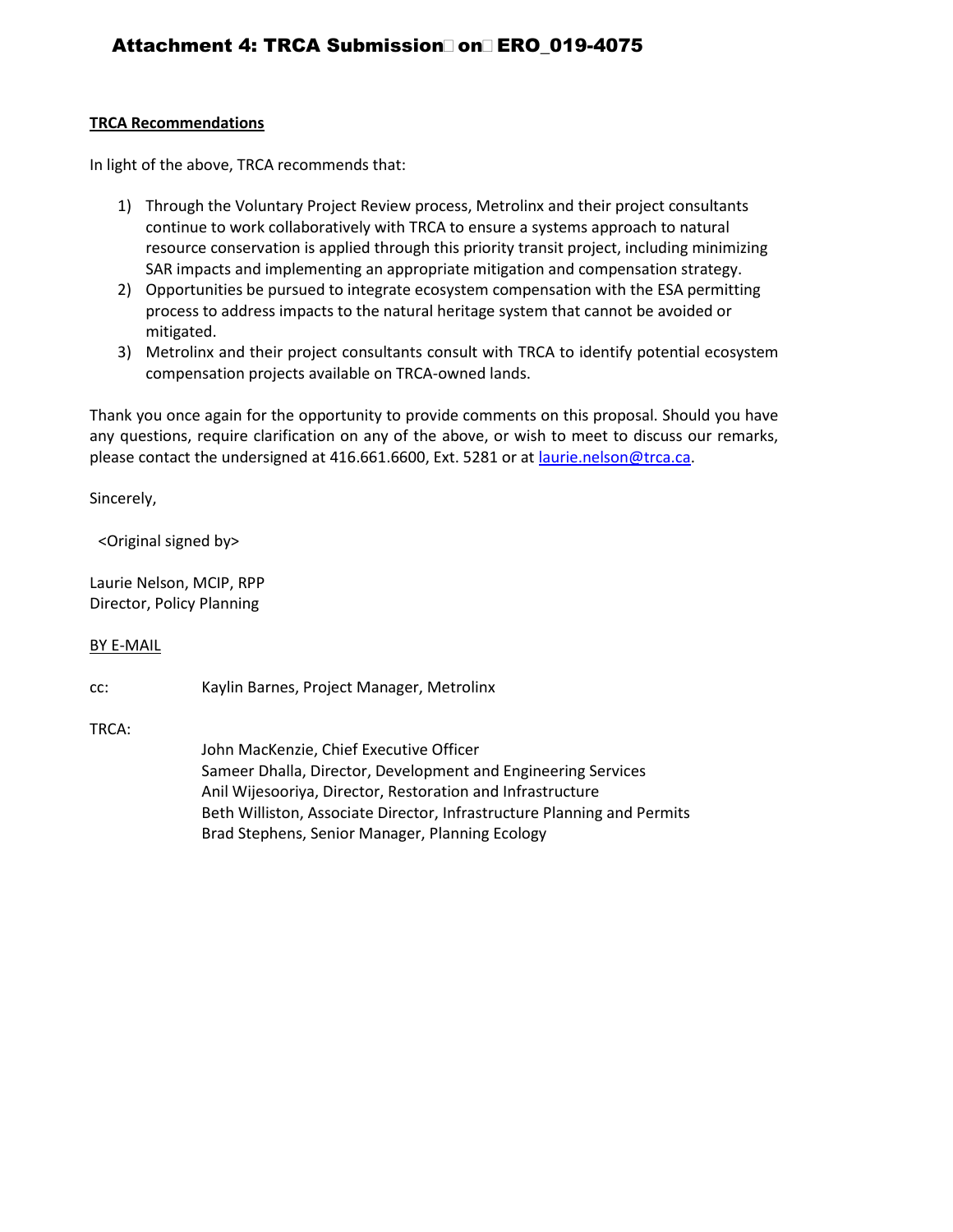# Attachment 4: TRCA Submission on ERO_019-4075

**TRCA Recommendations**

In light of the above, TRCA recommends that:

1) Through the Voluntary Project Review process, Metrolinx and their project consultants continue to work collaboratively with TRCA to ensure a systems approach to natural resource conservation is applied through this priority transit project, including minimizing SAR impacts and implementing an appropriate mitigation and compensation strategy.
2) Opportunities be pursued to integrate ecosystem compensation with the ESA permitting process to address impacts to the natural heritage system that cannot be avoided or mitigated.
3) Metrolinx and their project consultants consult with TRCA to identify potential ecosystem compensation projects available on TRCA-owned lands.

Thank you once again for the opportunity to provide comments on this proposal. Should you have any questions, require clarification on any of the above, or wish to meet to discuss our remarks, please contact the undersigned at 416.661.6600, Ext. 5281 or at laurie.nelson@trca.ca.

Sincerely,

<Original signed by>

Laurie Nelson, MCIP, RPP
Director, Policy Planning

BY E-MAIL

cc: Kaylin Barnes, Project Manager, Metrolinx

TRCA:

John MacKenzie, Chief Executive Officer
Sameer Dhalla, Director, Development and Engineering Services
Anil Wijesooriya, Director, Restoration and Infrastructure
Beth Williston, Associate Director, Infrastructure Planning and Permits
Brad Stephens, Senior Manager, Planning Ecology